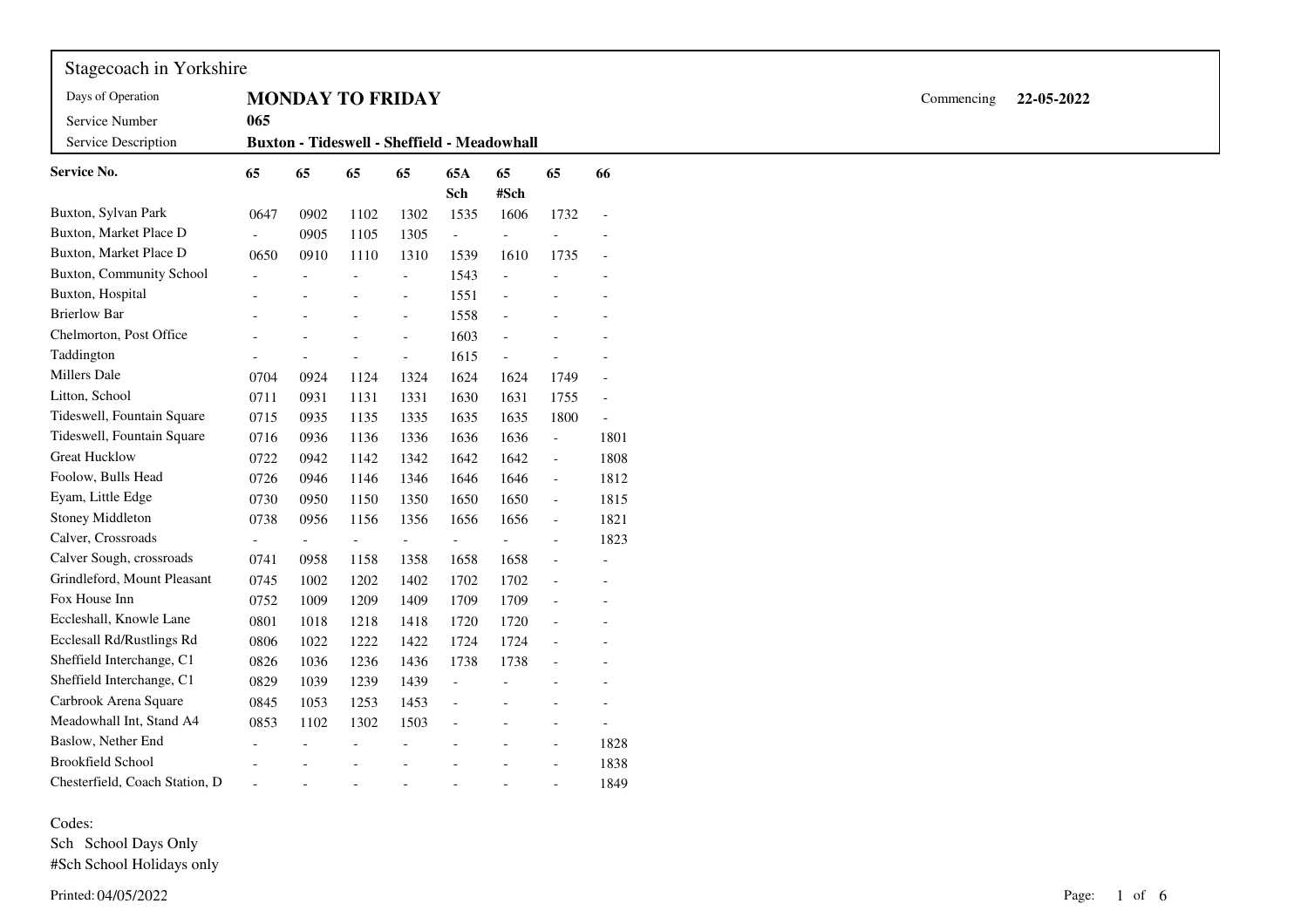Stagecoach in Yorkshire

| | | | |
|---|---|---|---|
| Days of Operation | **MONDAY TO FRIDAY** | Commencing | **22-05-2022** |
| Service Number | **065** | | |
| Service Description | **Buxton - Tideswell - Sheffield - Meadowhall** | | |

| **Service No.** | **65** | **65** | **65** | **65** | **65A Sch** | **65 #Sch** | **65** | **66** |
|---|---|---|---|---|---|---|---|---|
| Buxton, Sylvan Park | 0647 | 0902 | 1102 | 1302 | 1535 | 1606 | 1732 | - |
| Buxton, Market Place D | - | 0905 | 1105 | 1305 | - | - | - | - |
| Buxton, Market Place D | 0650 | 0910 | 1110 | 1310 | 1539 | 1610 | 1735 | - |
| Buxton, Community School | - | - | - | - | 1543 | - | - | - |
| Buxton, Hospital | - | - | - | - | 1551 | - | - | - |
| Brierlow Bar | - | - | - | - | 1558 | - | - | - |
| Chelmorton, Post Office | - | - | - | - | 1603 | - | - | - |
| Taddington | - | - | - | - | 1615 | - | - | - |
| Millers Dale | 0704 | 0924 | 1124 | 1324 | 1624 | 1624 | 1749 | - |
| Litton, School | 0711 | 0931 | 1131 | 1331 | 1630 | 1631 | 1755 | - |
| Tideswell, Fountain Square | 0715 | 0935 | 1135 | 1335 | 1635 | 1635 | 1800 | - |
| Tideswell, Fountain Square | 0716 | 0936 | 1136 | 1336 | 1636 | 1636 | - | 1801 |
| Great Hucklow | 0722 | 0942 | 1142 | 1342 | 1642 | 1642 | - | 1808 |
| Foolow, Bulls Head | 0726 | 0946 | 1146 | 1346 | 1646 | 1646 | - | 1812 |
| Eyam, Little Edge | 0730 | 0950 | 1150 | 1350 | 1650 | 1650 | - | 1815 |
| Stoney Middleton | 0738 | 0956 | 1156 | 1356 | 1656 | 1656 | - | 1821 |
| Calver, Crossroads | - | - | - | - | - | - | - | 1823 |
| Calver Sough, crossroads | 0741 | 0958 | 1158 | 1358 | 1658 | 1658 | - | - |
| Grindleford, Mount Pleasant | 0745 | 1002 | 1202 | 1402 | 1702 | 1702 | - | - |
| Fox House Inn | 0752 | 1009 | 1209 | 1409 | 1709 | 1709 | - | - |
| Eccleshall, Knowle Lane | 0801 | 1018 | 1218 | 1418 | 1720 | 1720 | - | - |
| Ecclesall Rd/Rustlings Rd | 0806 | 1022 | 1222 | 1422 | 1724 | 1724 | - | - |
| Sheffield Interchange, C1 | 0826 | 1036 | 1236 | 1436 | 1738 | 1738 | - | - |
| Sheffield Interchange, C1 | 0829 | 1039 | 1239 | 1439 | - | - | - | - |
| Carbrook Arena Square | 0845 | 1053 | 1253 | 1453 | - | - | - | - |
| Meadowhall Int, Stand A4 | 0853 | 1102 | 1302 | 1503 | - | - | - | - |
| Baslow, Nether End | - | - | - | - | - | - | - | 1828 |
| Brookfield School | - | - | - | - | - | - | - | 1838 |
| Chesterfield, Coach Station, D | - | - | - | - | - | - | - | 1849 |

Codes:
Sch School Days Only
#Sch School Holidays only

Printed: 04/05/2022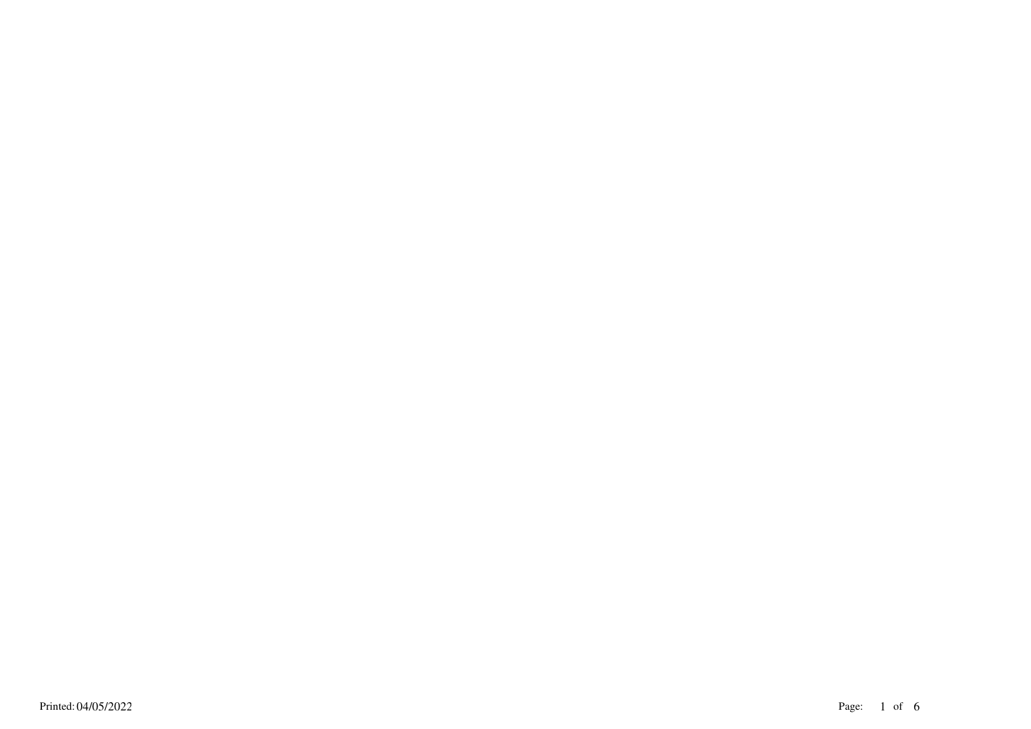Printed: 04/05/2022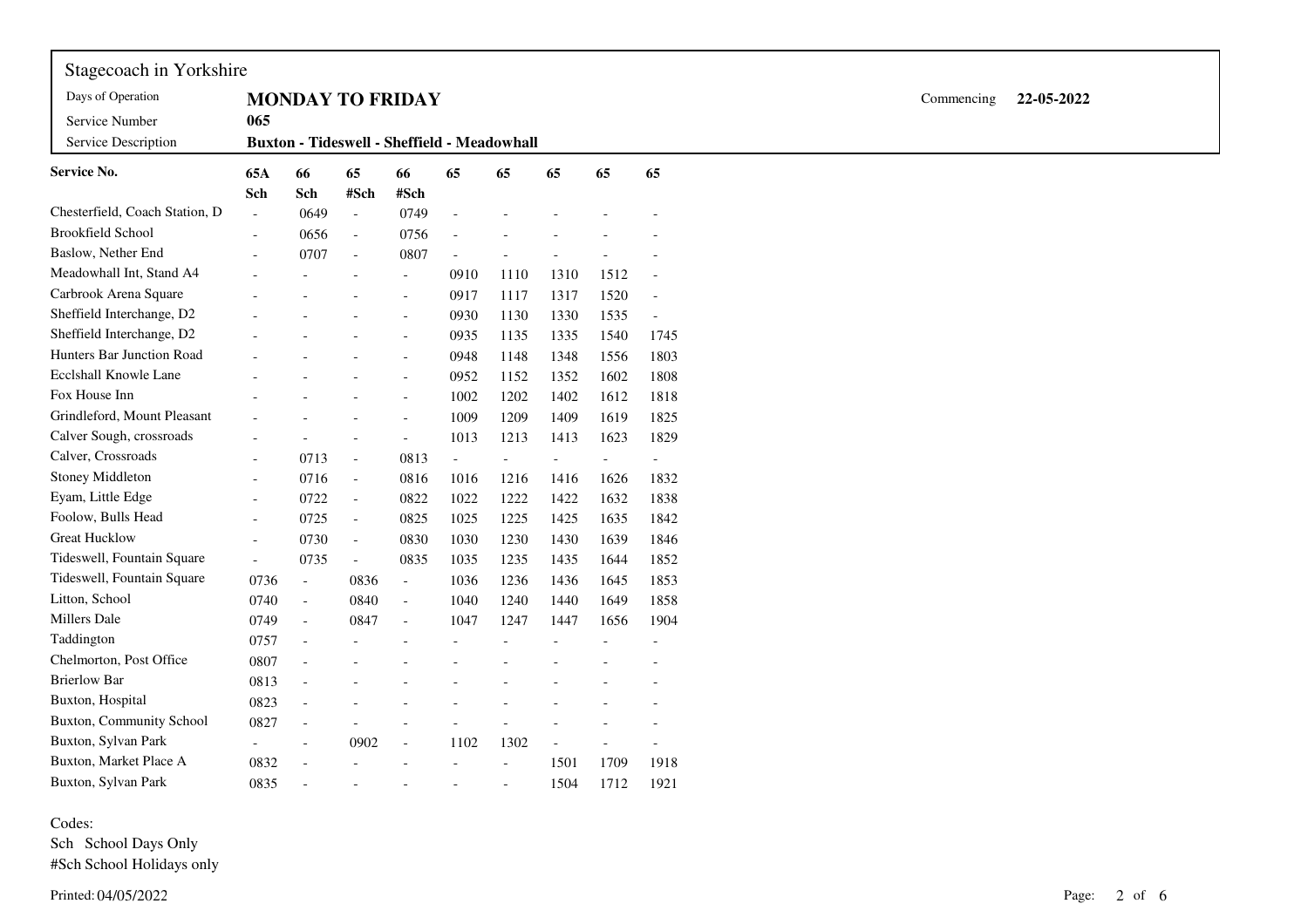# Stagecoach in Yorkshire

| | | | |
|---|---|---|---|
| Days of Operation | **MONDAY TO FRIDAY** | Commencing | **22-05-2022** |
| Service Number | **065** | | |
| Service Description | **Buxton - Tideswell - Sheffield - Meadowhall** | | |

| **Service No.** | **65A** | **66** | **65** | **66** | **65** | **65** | **65** | **65** | **65** |
|---|---|---|---|---|---|---|---|---|---|
| | **Sch** | **Sch** | **#Sch** | **#Sch** | | | | | |
| Chesterfield, Coach Station, D | - | 0649 | - | 0749 | - | - | - | - | - |
| Brookfield School | - | 0656 | - | 0756 | - | - | - | - | - |
| Baslow, Nether End | - | 0707 | - | 0807 | - | - | - | - | - |
| Meadowhall Int, Stand A4 | - | - | - | - | 0910 | 1110 | 1310 | 1512 | - |
| Carbrook Arena Square | - | - | - | - | 0917 | 1117 | 1317 | 1520 | - |
| Sheffield Interchange, D2 | - | - | - | - | 0930 | 1130 | 1330 | 1535 | - |
| Sheffield Interchange, D2 | - | - | - | - | 0935 | 1135 | 1335 | 1540 | 1745 |
| Hunters Bar Junction Road | - | - | - | - | 0948 | 1148 | 1348 | 1556 | 1803 |
| Ecclshall Knowle Lane | - | - | - | - | 0952 | 1152 | 1352 | 1602 | 1808 |
| Fox House Inn | - | - | - | - | 1002 | 1202 | 1402 | 1612 | 1818 |
| Grindleford, Mount Pleasant | - | - | - | - | 1009 | 1209 | 1409 | 1619 | 1825 |
| Calver Sough, crossroads | - | - | - | - | 1013 | 1213 | 1413 | 1623 | 1829 |
| Calver, Crossroads | - | 0713 | - | 0813 | - | - | - | - | - |
| Stoney Middleton | - | 0716 | - | 0816 | 1016 | 1216 | 1416 | 1626 | 1832 |
| Eyam, Little Edge | - | 0722 | - | 0822 | 1022 | 1222 | 1422 | 1632 | 1838 |
| Foolow, Bulls Head | - | 0725 | - | 0825 | 1025 | 1225 | 1425 | 1635 | 1842 |
| Great Hucklow | - | 0730 | - | 0830 | 1030 | 1230 | 1430 | 1639 | 1846 |
| Tideswell, Fountain Square | - | 0735 | - | 0835 | 1035 | 1235 | 1435 | 1644 | 1852 |
| Tideswell, Fountain Square | 0736 | - | 0836 | - | 1036 | 1236 | 1436 | 1645 | 1853 |
| Litton, School | 0740 | - | 0840 | - | 1040 | 1240 | 1440 | 1649 | 1858 |
| Millers Dale | 0749 | - | 0847 | - | 1047 | 1247 | 1447 | 1656 | 1904 |
| Taddington | 0757 | - | - | - | - | - | - | - | - |
| Chelmorton, Post Office | 0807 | - | - | - | - | - | - | - | - |
| Brierlow Bar | 0813 | - | - | - | - | - | - | - | - |
| Buxton, Hospital | 0823 | - | - | - | - | - | - | - | - |
| Buxton, Community School | 0827 | - | - | - | - | - | - | - | - |
| Buxton, Sylvan Park | - | - | 0902 | - | 1102 | 1302 | - | - | - |
| Buxton, Market Place A | 0832 | - | - | - | - | - | 1501 | 1709 | 1918 |
| Buxton, Sylvan Park | 0835 | - | - | - | - | - | 1504 | 1712 | 1921 |

Codes:

Sch School Days Only

#Sch School Holidays only

Printed: 04/05/2022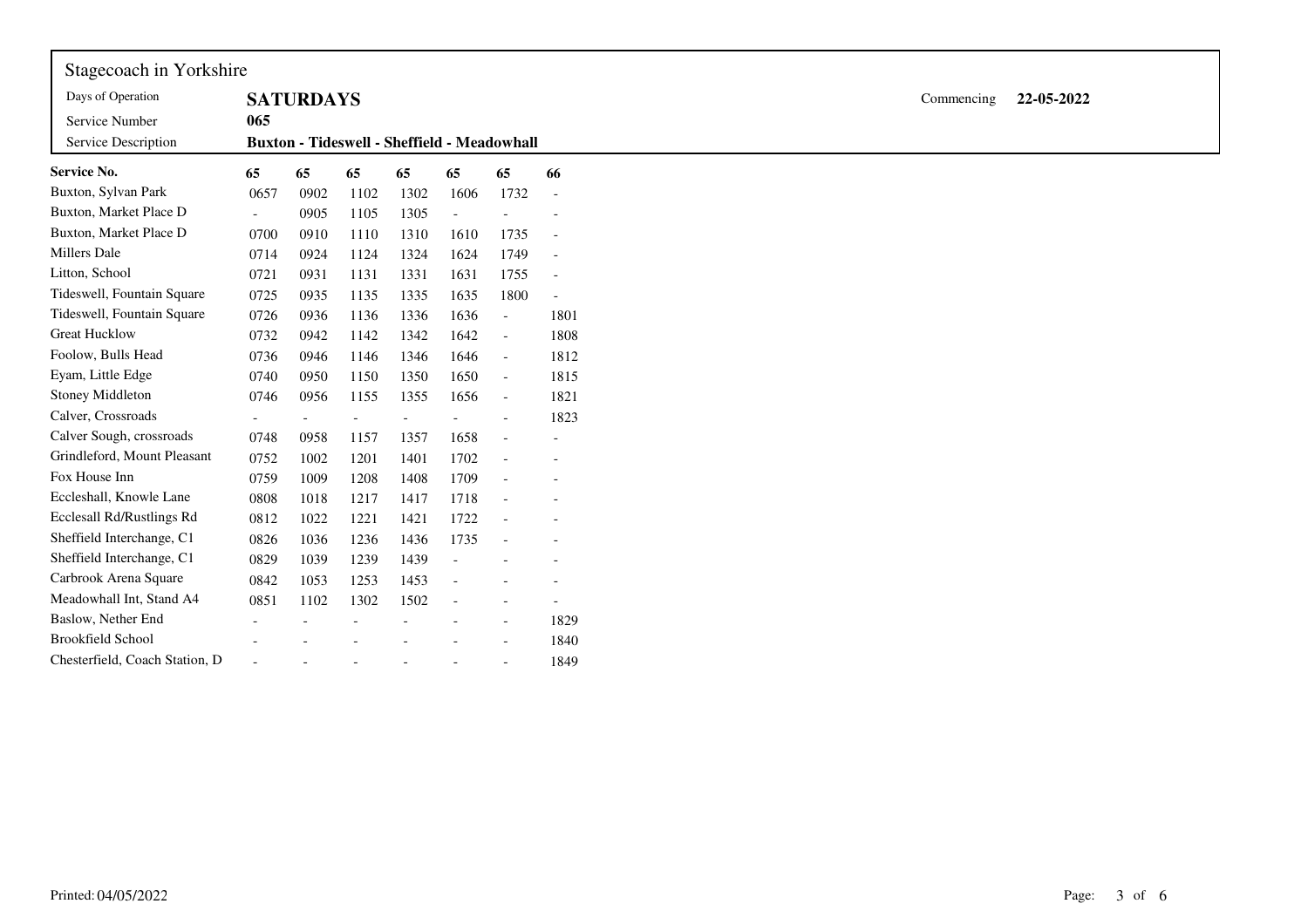Stagecoach in Yorkshire

| | | | |
|---|---|---|---|
| Days of Operation | **SATURDAYS** | Commencing | **22-05-2022** |
| Service Number | **065** | | |
| Service Description | **Buxton - Tideswell - Sheffield - Meadowhall** | | |

| **Service No.** | **65** | **65** | **65** | **65** | **65** | **65** | **66** |
|---|---|---|---|---|---|---|---|
| Buxton, Sylvan Park | 0657 | 0902 | 1102 | 1302 | 1606 | 1732 | - |
| Buxton, Market Place D | - | 0905 | 1105 | 1305 | - | - | - |
| Buxton, Market Place D | 0700 | 0910 | 1110 | 1310 | 1610 | 1735 | - |
| Millers Dale | 0714 | 0924 | 1124 | 1324 | 1624 | 1749 | - |
| Litton, School | 0721 | 0931 | 1131 | 1331 | 1631 | 1755 | - |
| Tideswell, Fountain Square | 0725 | 0935 | 1135 | 1335 | 1635 | 1800 | - |
| Tideswell, Fountain Square | 0726 | 0936 | 1136 | 1336 | 1636 | - | 1801 |
| Great Hucklow | 0732 | 0942 | 1142 | 1342 | 1642 | - | 1808 |
| Foolow, Bulls Head | 0736 | 0946 | 1146 | 1346 | 1646 | - | 1812 |
| Eyam, Little Edge | 0740 | 0950 | 1150 | 1350 | 1650 | - | 1815 |
| Stoney Middleton | 0746 | 0956 | 1155 | 1355 | 1656 | - | 1821 |
| Calver, Crossroads | - | - | - | - | - | - | 1823 |
| Calver Sough, crossroads | 0748 | 0958 | 1157 | 1357 | 1658 | - | - |
| Grindleford, Mount Pleasant | 0752 | 1002 | 1201 | 1401 | 1702 | - | - |
| Fox House Inn | 0759 | 1009 | 1208 | 1408 | 1709 | - | - |
| Eccleshall, Knowle Lane | 0808 | 1018 | 1217 | 1417 | 1718 | - | - |
| Ecclesall Rd/Rustlings Rd | 0812 | 1022 | 1221 | 1421 | 1722 | - | - |
| Sheffield Interchange, C1 | 0826 | 1036 | 1236 | 1436 | 1735 | - | - |
| Sheffield Interchange, C1 | 0829 | 1039 | 1239 | 1439 | - | - | - |
| Carbrook Arena Square | 0842 | 1053 | 1253 | 1453 | - | - | - |
| Meadowhall Int, Stand A4 | 0851 | 1102 | 1302 | 1502 | - | - | - |
| Baslow, Nether End | - | - | - | - | - | - | 1829 |
| Brookfield School | - | - | - | - | - | - | 1840 |
| Chesterfield, Coach Station, D | - | - | - | - | - | - | 1849 |

Printed: 04/05/2022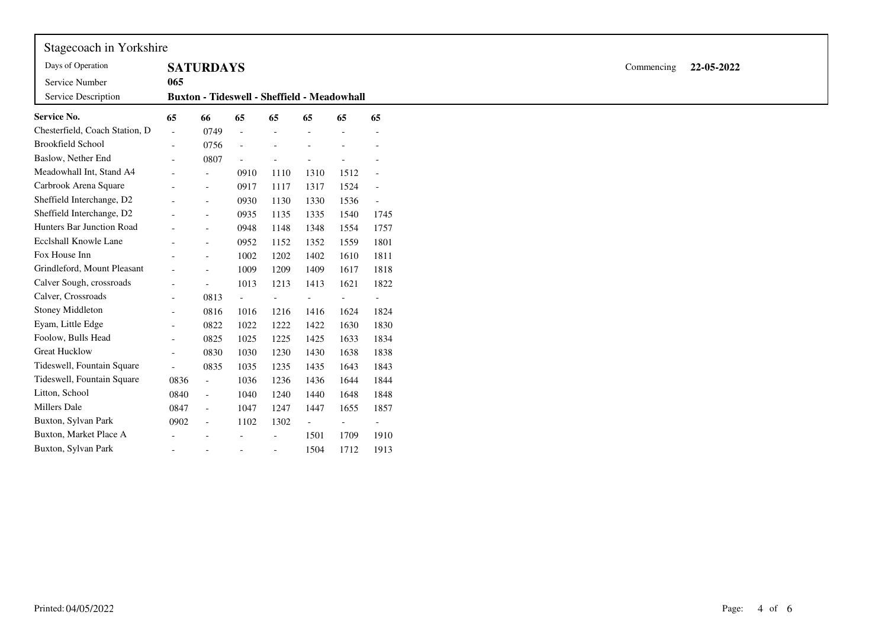Stagecoach in Yorkshire

| | | | |
|---|---|---|---|
| Days of Operation | **SATURDAYS** | Commencing | **22-05-2022** |
| Service Number | **065** | | |
| Service Description | **Buxton - Tideswell - Sheffield - Meadowhall** | | |

| **Service No.** | **65** | **66** | **65** | **65** | **65** | **65** | **65** |
|---|---|---|---|---|---|---|---|
| Chesterfield, Coach Station, D | - | 0749 | - | - | - | - | - |
| Brookfield School | - | 0756 | - | - | - | - | - |
| Baslow, Nether End | - | 0807 | - | - | - | - | - |
| Meadowhall Int, Stand A4 | - | - | 0910 | 1110 | 1310 | 1512 | - |
| Carbrook Arena Square | - | - | 0917 | 1117 | 1317 | 1524 | - |
| Sheffield Interchange, D2 | - | - | 0930 | 1130 | 1330 | 1536 | - |
| Sheffield Interchange, D2 | - | - | 0935 | 1135 | 1335 | 1540 | 1745 |
| Hunters Bar Junction Road | - | - | 0948 | 1148 | 1348 | 1554 | 1757 |
| Ecclshall Knowle Lane | - | - | 0952 | 1152 | 1352 | 1559 | 1801 |
| Fox House Inn | - | - | 1002 | 1202 | 1402 | 1610 | 1811 |
| Grindleford, Mount Pleasant | - | - | 1009 | 1209 | 1409 | 1617 | 1818 |
| Calver Sough, crossroads | - | - | 1013 | 1213 | 1413 | 1621 | 1822 |
| Calver, Crossroads | - | 0813 | - | - | - | - | - |
| Stoney Middleton | - | 0816 | 1016 | 1216 | 1416 | 1624 | 1824 |
| Eyam, Little Edge | - | 0822 | 1022 | 1222 | 1422 | 1630 | 1830 |
| Foolow, Bulls Head | - | 0825 | 1025 | 1225 | 1425 | 1633 | 1834 |
| Great Hucklow | - | 0830 | 1030 | 1230 | 1430 | 1638 | 1838 |
| Tideswell, Fountain Square | - | 0835 | 1035 | 1235 | 1435 | 1643 | 1843 |
| Tideswell, Fountain Square | 0836 | - | 1036 | 1236 | 1436 | 1644 | 1844 |
| Litton, School | 0840 | - | 1040 | 1240 | 1440 | 1648 | 1848 |
| Millers Dale | 0847 | - | 1047 | 1247 | 1447 | 1655 | 1857 |
| Buxton, Sylvan Park | 0902 | - | 1102 | 1302 | - | - | - |
| Buxton, Market Place A | - | - | - | - | 1501 | 1709 | 1910 |
| Buxton, Sylvan Park | - | - | - | - | 1504 | 1712 | 1913 |

Printed: 04/05/2022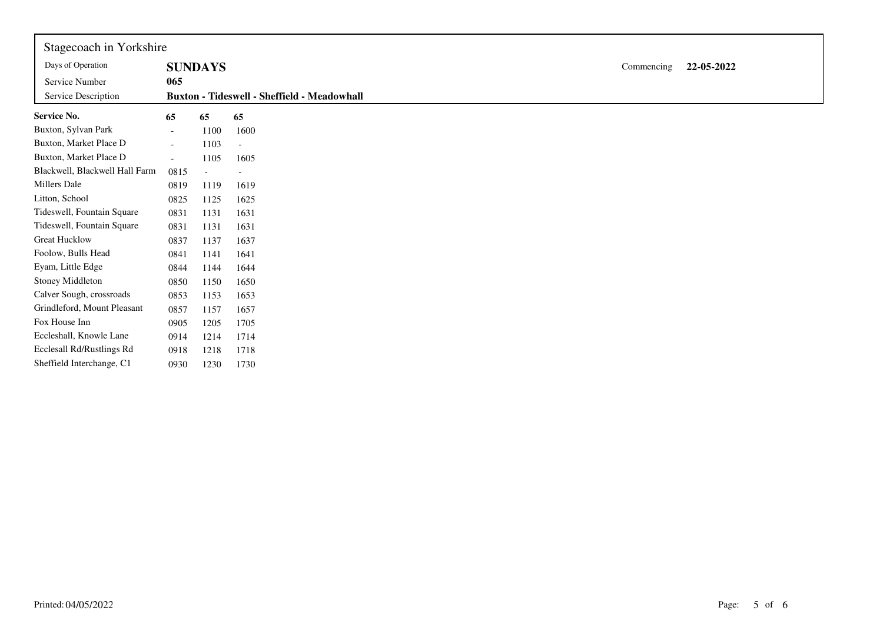Stagecoach in Yorkshire

| | | | |
|---|---|---|---|
| Days of Operation | **SUNDAYS** | Commencing | **22-05-2022** |
| Service Number | **065** | | |
| Service Description | **Buxton - Tideswell - Sheffield - Meadowhall** | | |

| **Service No.** | **65** | **65** | **65** |
|---|---|---|---|
| Buxton, Sylvan Park | - | 1100 | 1600 |
| Buxton, Market Place D | - | 1103 | - |
| Buxton, Market Place D | - | 1105 | 1605 |
| Blackwell, Blackwell Hall Farm | 0815 | - | - |
| Millers Dale | 0819 | 1119 | 1619 |
| Litton, School | 0825 | 1125 | 1625 |
| Tideswell, Fountain Square | 0831 | 1131 | 1631 |
| Tideswell, Fountain Square | 0831 | 1131 | 1631 |
| Great Hucklow | 0837 | 1137 | 1637 |
| Foolow, Bulls Head | 0841 | 1141 | 1641 |
| Eyam, Little Edge | 0844 | 1144 | 1644 |
| Stoney Middleton | 0850 | 1150 | 1650 |
| Calver Sough, crossroads | 0853 | 1153 | 1653 |
| Grindleford, Mount Pleasant | 0857 | 1157 | 1657 |
| Fox House Inn | 0905 | 1205 | 1705 |
| Eccleshall, Knowle Lane | 0914 | 1214 | 1714 |
| Ecclesall Rd/Rustlings Rd | 0918 | 1218 | 1718 |
| Sheffield Interchange, C1 | 0930 | 1230 | 1730 |

Printed: 04/05/2022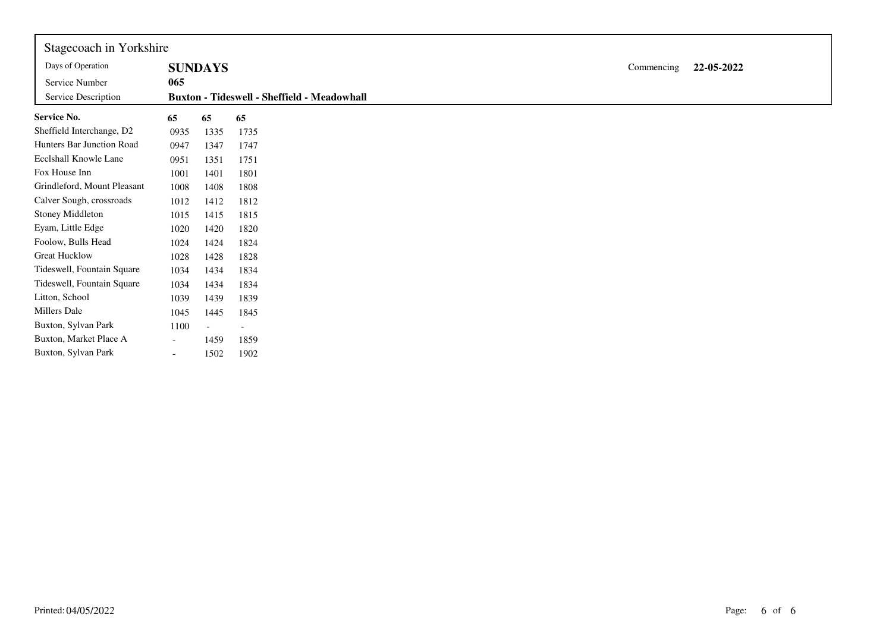Stagecoach in Yorkshire

| | | | |
|---|---|---|---|
| Days of Operation | **SUNDAYS** | Commencing | **22-05-2022** |
| Service Number | **065** | | |
| Service Description | **Buxton - Tideswell - Sheffield - Meadowhall** | | |

| **Service No.** | **65** | **65** | **65** |
|---|---|---|---|
| Sheffield Interchange, D2 | 0935 | 1335 | 1735 |
| Hunters Bar Junction Road | 0947 | 1347 | 1747 |
| Ecclshall Knowle Lane | 0951 | 1351 | 1751 |
| Fox House Inn | 1001 | 1401 | 1801 |
| Grindleford, Mount Pleasant | 1008 | 1408 | 1808 |
| Calver Sough, crossroads | 1012 | 1412 | 1812 |
| Stoney Middleton | 1015 | 1415 | 1815 |
| Eyam, Little Edge | 1020 | 1420 | 1820 |
| Foolow, Bulls Head | 1024 | 1424 | 1824 |
| Great Hucklow | 1028 | 1428 | 1828 |
| Tideswell, Fountain Square | 1034 | 1434 | 1834 |
| Tideswell, Fountain Square | 1034 | 1434 | 1834 |
| Litton, School | 1039 | 1439 | 1839 |
| Millers Dale | 1045 | 1445 | 1845 |
| Buxton, Sylvan Park | 1100 | - | - |
| Buxton, Market Place A | - | 1459 | 1859 |
| Buxton, Sylvan Park | - | 1502 | 1902 |

Printed: 04/05/2022